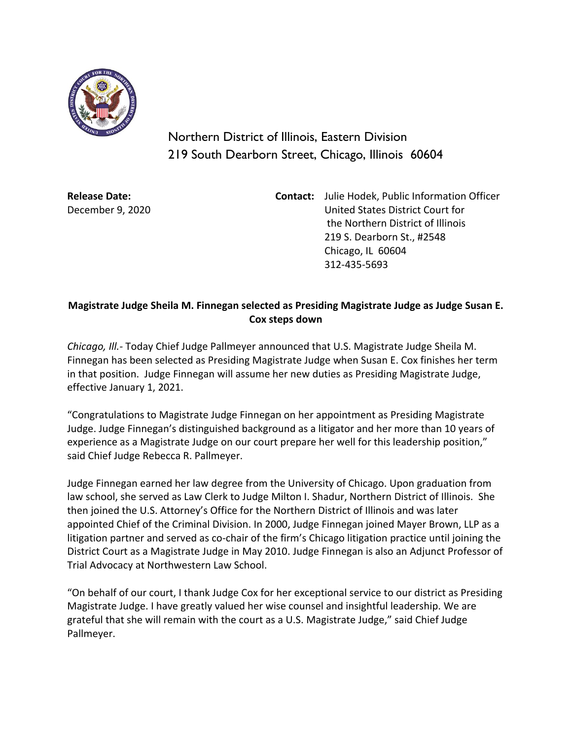Northern District of Illinois, Eastern Division
219 South Dearborn Street, Chicago, Illinois 60604

**Release Date:**
December 9, 2020

**Contact:** Julie Hodek, Public Information Officer
United States District Court for
the Northern District of Illinois
219 S. Dearborn St., #2548
Chicago, IL 60604
312-435-5693

**Magistrate Judge Sheila M. Finnegan selected as Presiding Magistrate Judge as Judge Susan E. Cox steps down**

*Chicago, Ill.*- Today Chief Judge Pallmeyer announced that U.S. Magistrate Judge Sheila M. Finnegan has been selected as Presiding Magistrate Judge when Susan E. Cox finishes her term in that position. Judge Finnegan will assume her new duties as Presiding Magistrate Judge, effective January 1, 2021.

"Congratulations to Magistrate Judge Finnegan on her appointment as Presiding Magistrate Judge. Judge Finnegan's distinguished background as a litigator and her more than 10 years of experience as a Magistrate Judge on our court prepare her well for this leadership position," said Chief Judge Rebecca R. Pallmeyer.

Judge Finnegan earned her law degree from the University of Chicago. Upon graduation from law school, she served as Law Clerk to Judge Milton I. Shadur, Northern District of Illinois. She then joined the U.S. Attorney's Office for the Northern District of Illinois and was later appointed Chief of the Criminal Division. In 2000, Judge Finnegan joined Mayer Brown, LLP as a litigation partner and served as co-chair of the firm's Chicago litigation practice until joining the District Court as a Magistrate Judge in May 2010. Judge Finnegan is also an Adjunct Professor of Trial Advocacy at Northwestern Law School.

"On behalf of our court, I thank Judge Cox for her exceptional service to our district as Presiding Magistrate Judge. I have greatly valued her wise counsel and insightful leadership. We are grateful that she will remain with the court as a U.S. Magistrate Judge," said Chief Judge Pallmeyer.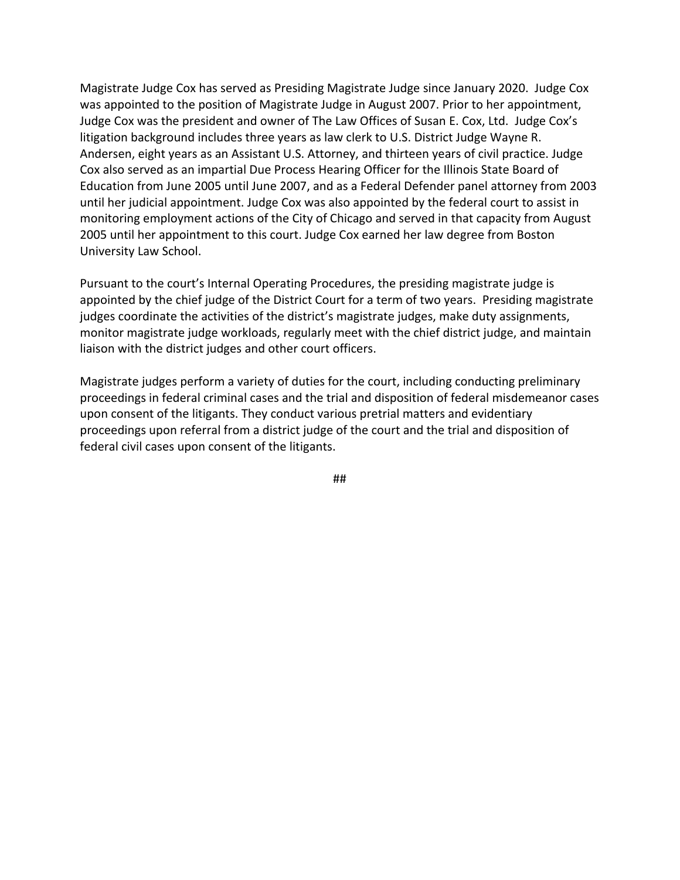Magistrate Judge Cox has served as Presiding Magistrate Judge since January 2020. Judge Cox was appointed to the position of Magistrate Judge in August 2007. Prior to her appointment, Judge Cox was the president and owner of The Law Offices of Susan E. Cox, Ltd. Judge Cox's litigation background includes three years as law clerk to U.S. District Judge Wayne R. Andersen, eight years as an Assistant U.S. Attorney, and thirteen years of civil practice. Judge Cox also served as an impartial Due Process Hearing Officer for the Illinois State Board of Education from June 2005 until June 2007, and as a Federal Defender panel attorney from 2003 until her judicial appointment. Judge Cox was also appointed by the federal court to assist in monitoring employment actions of the City of Chicago and served in that capacity from August 2005 until her appointment to this court. Judge Cox earned her law degree from Boston University Law School.

Pursuant to the court's Internal Operating Procedures, the presiding magistrate judge is appointed by the chief judge of the District Court for a term of two years. Presiding magistrate judges coordinate the activities of the district's magistrate judges, make duty assignments, monitor magistrate judge workloads, regularly meet with the chief district judge, and maintain liaison with the district judges and other court officers.

Magistrate judges perform a variety of duties for the court, including conducting preliminary proceedings in federal criminal cases and the trial and disposition of federal misdemeanor cases upon consent of the litigants. They conduct various pretrial matters and evidentiary proceedings upon referral from a district judge of the court and the trial and disposition of federal civil cases upon consent of the litigants.

##